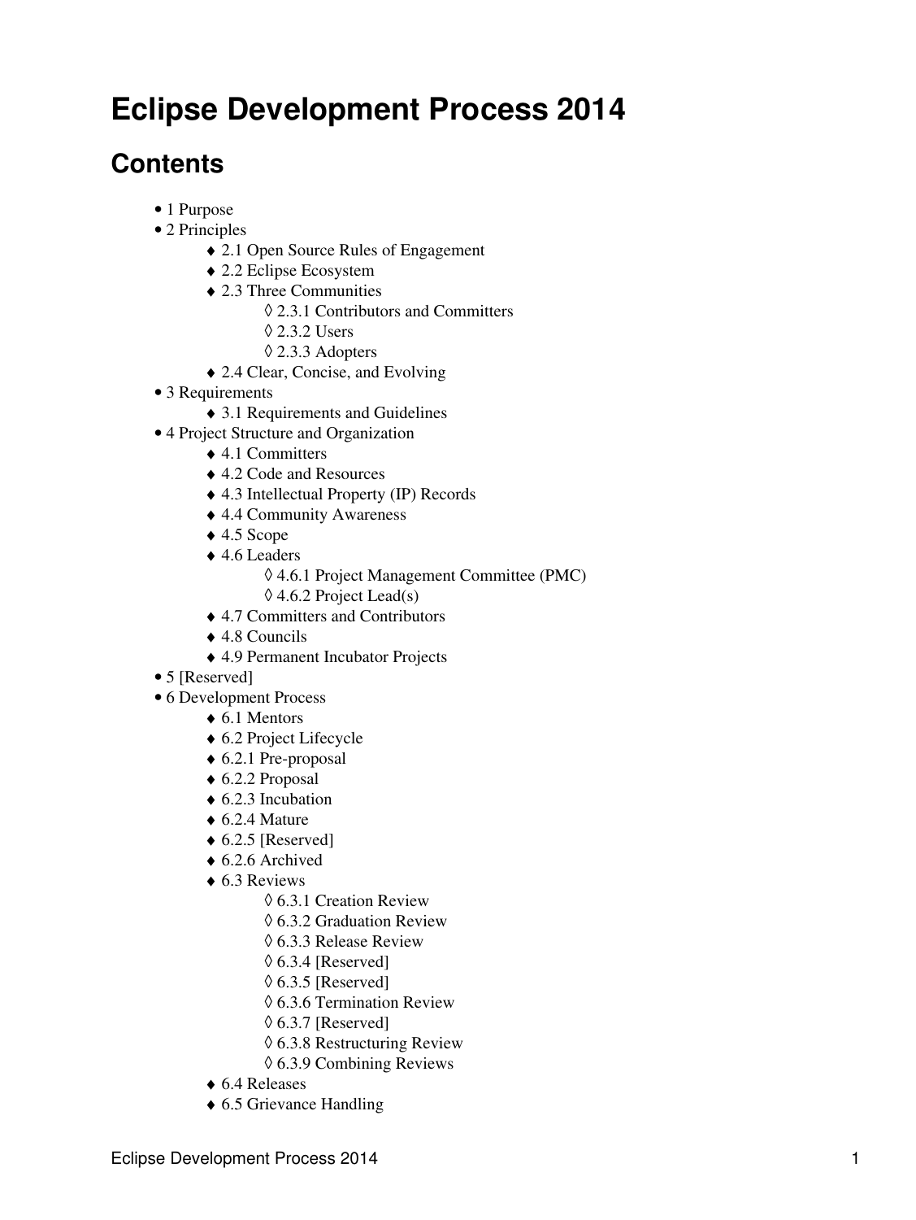# Eclipse Development Process 2014

## Contents

- 1 Purpose
- 2 Principles
    - 2.1 Open Source Rules of Engagement
    - 2.2 Eclipse Ecosystem
    - 2.3 Three Communities
        - 2.3.1 Contributors and Committers
        - 2.3.2 Users
        - 2.3.3 Adopters
    - 2.4 Clear, Concise, and Evolving
- 3 Requirements
    - 3.1 Requirements and Guidelines
- 4 Project Structure and Organization
    - 4.1 Committers
    - 4.2 Code and Resources
    - 4.3 Intellectual Property (IP) Records
    - 4.4 Community Awareness
    - 4.5 Scope
    - 4.6 Leaders
        - 4.6.1 Project Management Committee (PMC)
        - 4.6.2 Project Lead(s)
    - 4.7 Committers and Contributors
    - 4.8 Councils
    - 4.9 Permanent Incubator Projects
- 5 [Reserved]
- 6 Development Process
    - 6.1 Mentors
    - 6.2 Project Lifecycle
    - 6.2.1 Pre-proposal
    - 6.2.2 Proposal
    - 6.2.3 Incubation
    - 6.2.4 Mature
    - 6.2.5 [Reserved]
    - 6.2.6 Archived
    - 6.3 Reviews
        - 6.3.1 Creation Review
        - 6.3.2 Graduation Review
        - 6.3.3 Release Review
        - 6.3.4 [Reserved]
        - 6.3.5 [Reserved]
        - 6.3.6 Termination Review
        - 6.3.7 [Reserved]
        - 6.3.8 Restructuring Review
        - 6.3.9 Combining Reviews
    - 6.4 Releases
    - 6.5 Grievance Handling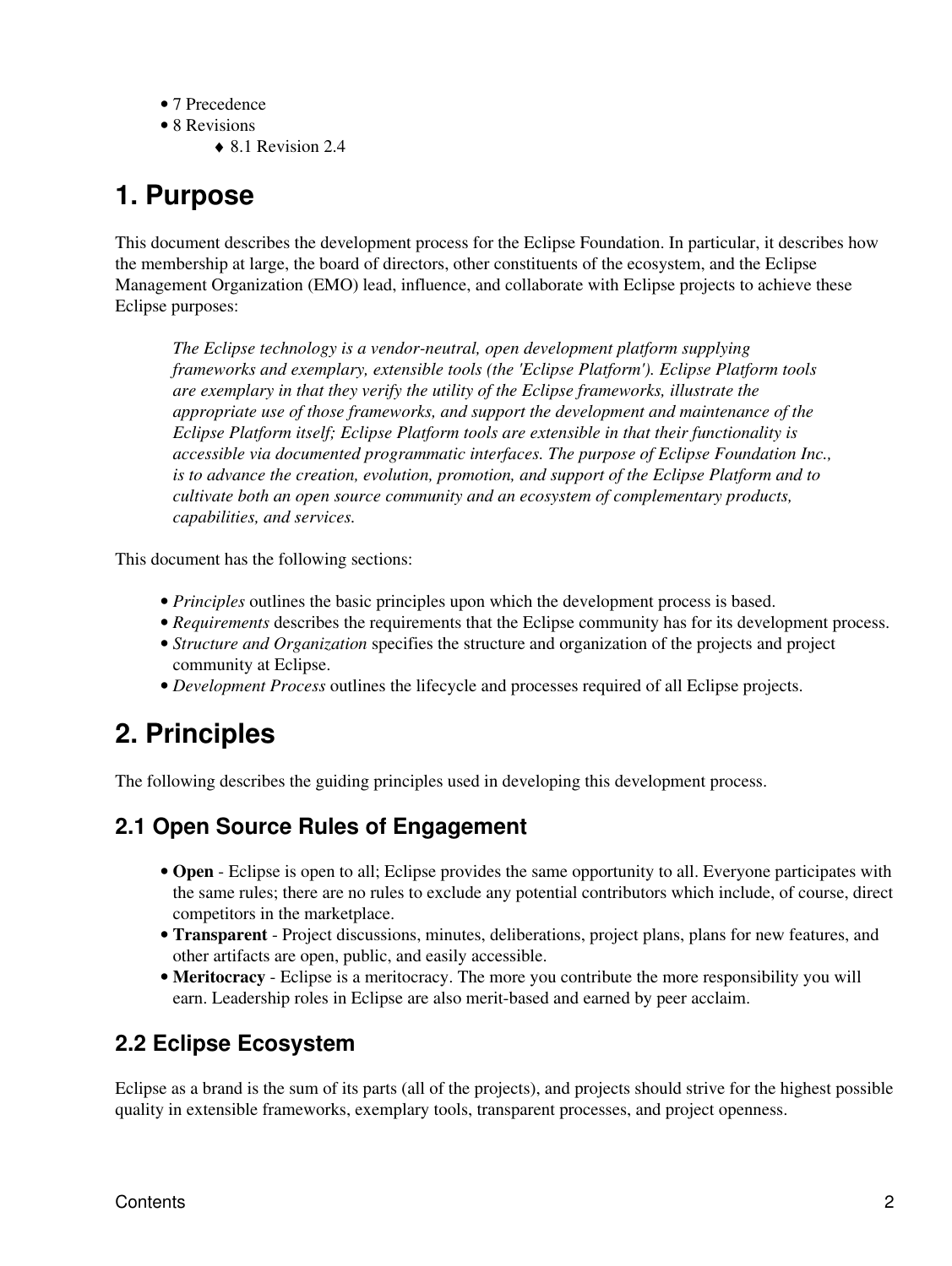- 7 Precedence
- 8 Revisions
    - 8.1 Revision 2.4

# 1. Purpose

This document describes the development process for the Eclipse Foundation. In particular, it describes how the membership at large, the board of directors, other constituents of the ecosystem, and the Eclipse Management Organization (EMO) lead, influence, and collaborate with Eclipse projects to achieve these Eclipse purposes:

> *The Eclipse technology is a vendor-neutral, open development platform supplying frameworks and exemplary, extensible tools (the 'Eclipse Platform'). Eclipse Platform tools are exemplary in that they verify the utility of the Eclipse frameworks, illustrate the appropriate use of those frameworks, and support the development and maintenance of the Eclipse Platform itself; Eclipse Platform tools are extensible in that their functionality is accessible via documented programmatic interfaces. The purpose of Eclipse Foundation Inc., is to advance the creation, evolution, promotion, and support of the Eclipse Platform and to cultivate both an open source community and an ecosystem of complementary products, capabilities, and services.*

This document has the following sections:

- *Principles* outlines the basic principles upon which the development process is based.
- *Requirements* describes the requirements that the Eclipse community has for its development process.
- *Structure and Organization* specifies the structure and organization of the projects and project community at Eclipse.
- *Development Process* outlines the lifecycle and processes required of all Eclipse projects.

# 2. Principles

The following describes the guiding principles used in developing this development process.

## 2.1 Open Source Rules of Engagement

- **Open** - Eclipse is open to all; Eclipse provides the same opportunity to all. Everyone participates with the same rules; there are no rules to exclude any potential contributors which include, of course, direct competitors in the marketplace.
- **Transparent** - Project discussions, minutes, deliberations, project plans, plans for new features, and other artifacts are open, public, and easily accessible.
- **Meritocracy** - Eclipse is a meritocracy. The more you contribute the more responsibility you will earn. Leadership roles in Eclipse are also merit-based and earned by peer acclaim.

## 2.2 Eclipse Ecosystem

Eclipse as a brand is the sum of its parts (all of the projects), and projects should strive for the highest possible quality in extensible frameworks, exemplary tools, transparent processes, and project openness.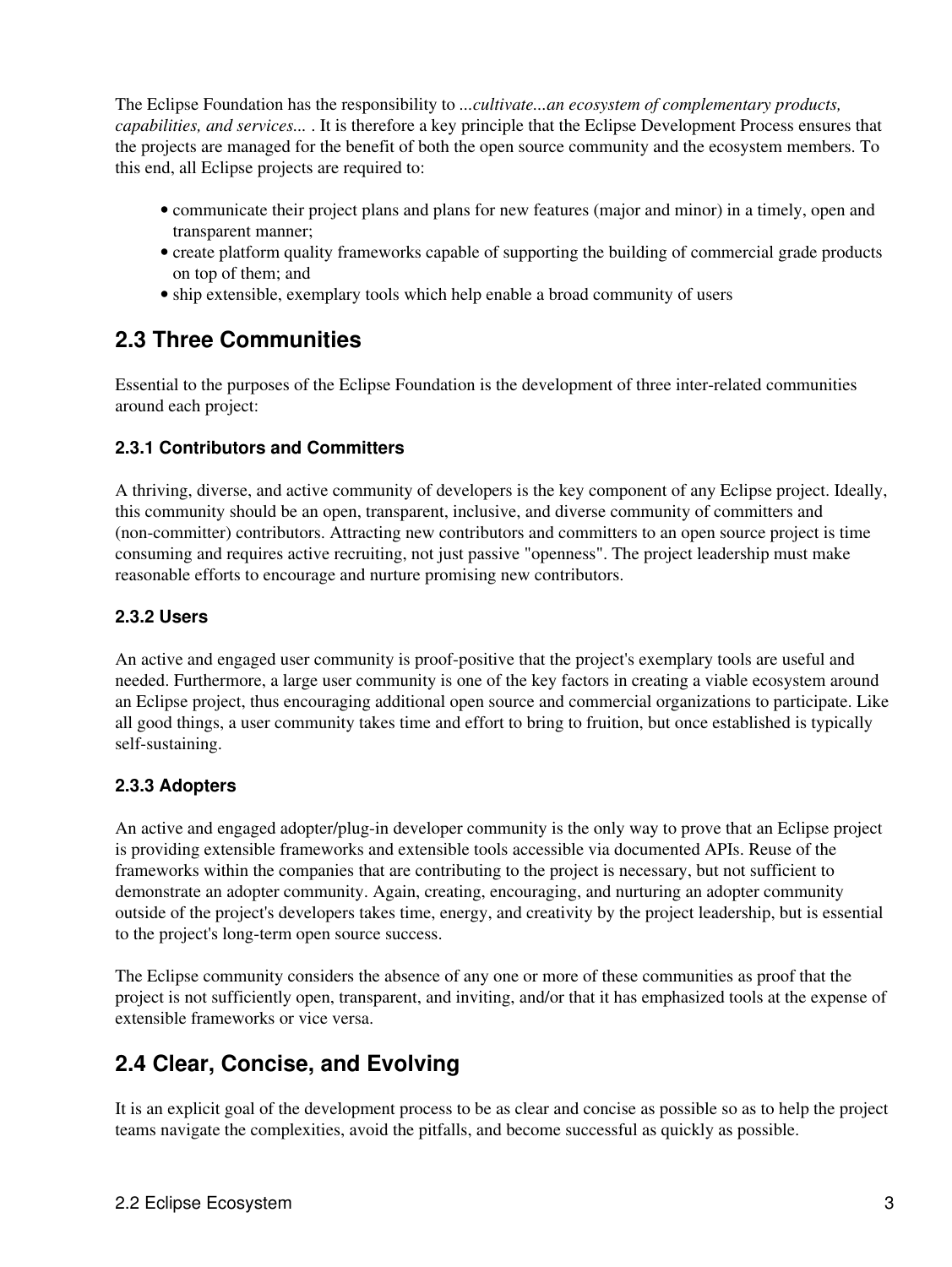The Eclipse Foundation has the responsibility to *...cultivate...an ecosystem of complementary products, capabilities, and services...* . It is therefore a key principle that the Eclipse Development Process ensures that the projects are managed for the benefit of both the open source community and the ecosystem members. To this end, all Eclipse projects are required to:

- communicate their project plans and plans for new features (major and minor) in a timely, open and transparent manner;
- create platform quality frameworks capable of supporting the building of commercial grade products on top of them; and
- ship extensible, exemplary tools which help enable a broad community of users

## 2.3 Three Communities

Essential to the purposes of the Eclipse Foundation is the development of three inter-related communities around each project:

### 2.3.1 Contributors and Committers

A thriving, diverse, and active community of developers is the key component of any Eclipse project. Ideally, this community should be an open, transparent, inclusive, and diverse community of committers and (non-committer) contributors. Attracting new contributors and committers to an open source project is time consuming and requires active recruiting, not just passive "openness". The project leadership must make reasonable efforts to encourage and nurture promising new contributors.

### 2.3.2 Users

An active and engaged user community is proof-positive that the project's exemplary tools are useful and needed. Furthermore, a large user community is one of the key factors in creating a viable ecosystem around an Eclipse project, thus encouraging additional open source and commercial organizations to participate. Like all good things, a user community takes time and effort to bring to fruition, but once established is typically self-sustaining.

### 2.3.3 Adopters

An active and engaged adopter/plug-in developer community is the only way to prove that an Eclipse project is providing extensible frameworks and extensible tools accessible via documented APIs. Reuse of the frameworks within the companies that are contributing to the project is necessary, but not sufficient to demonstrate an adopter community. Again, creating, encouraging, and nurturing an adopter community outside of the project's developers takes time, energy, and creativity by the project leadership, but is essential to the project's long-term open source success.

The Eclipse community considers the absence of any one or more of these communities as proof that the project is not sufficiently open, transparent, and inviting, and/or that it has emphasized tools at the expense of extensible frameworks or vice versa.

## 2.4 Clear, Concise, and Evolving

It is an explicit goal of the development process to be as clear and concise as possible so as to help the project teams navigate the complexities, avoid the pitfalls, and become successful as quickly as possible.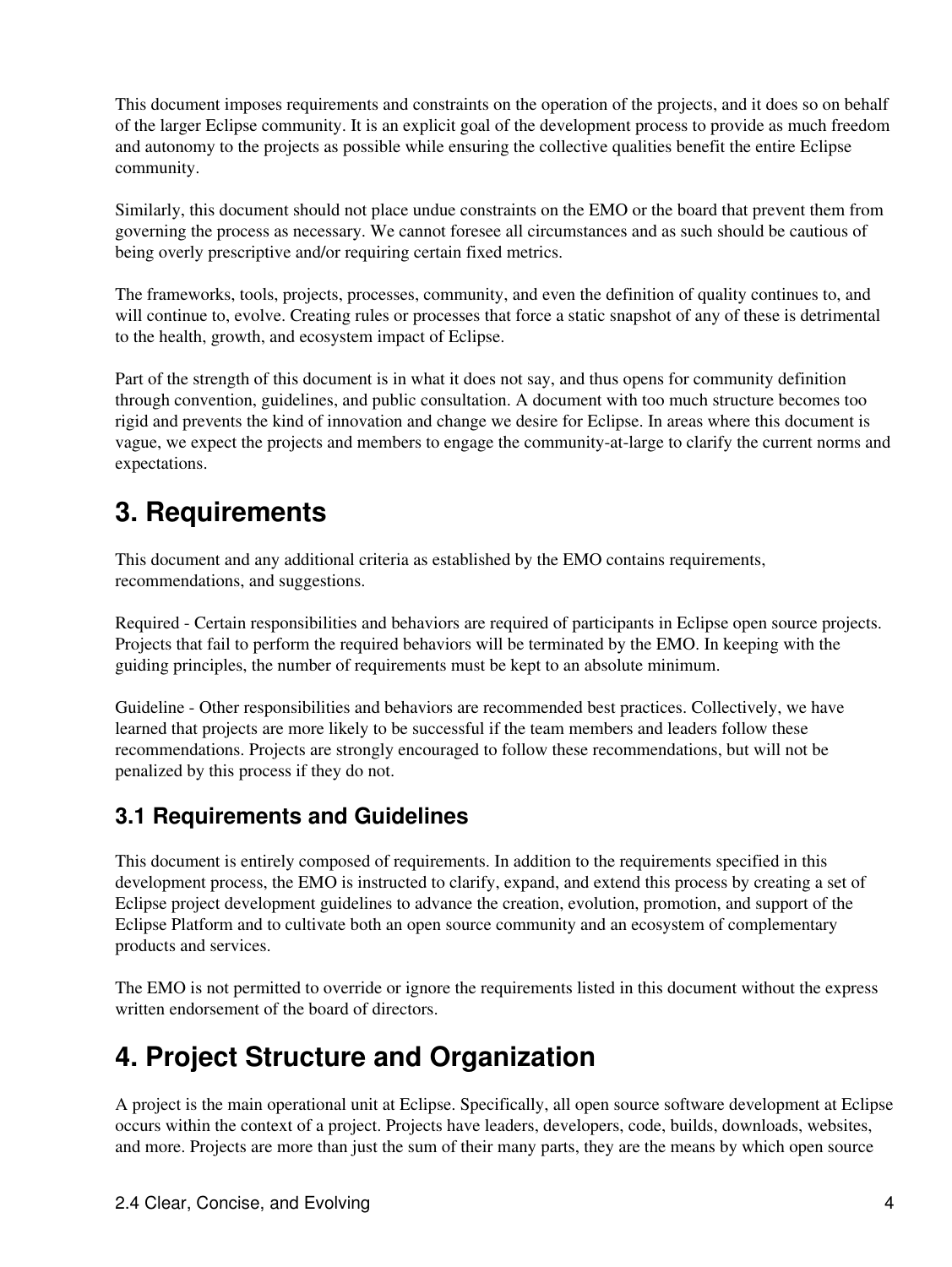This document imposes requirements and constraints on the operation of the projects, and it does so on behalf of the larger Eclipse community. It is an explicit goal of the development process to provide as much freedom and autonomy to the projects as possible while ensuring the collective qualities benefit the entire Eclipse community.

Similarly, this document should not place undue constraints on the EMO or the board that prevent them from governing the process as necessary. We cannot foresee all circumstances and as such should be cautious of being overly prescriptive and/or requiring certain fixed metrics.

The frameworks, tools, projects, processes, community, and even the definition of quality continues to, and will continue to, evolve. Creating rules or processes that force a static snapshot of any of these is detrimental to the health, growth, and ecosystem impact of Eclipse.

Part of the strength of this document is in what it does not say, and thus opens for community definition through convention, guidelines, and public consultation. A document with too much structure becomes too rigid and prevents the kind of innovation and change we desire for Eclipse. In areas where this document is vague, we expect the projects and members to engage the community-at-large to clarify the current norms and expectations.

# 3. Requirements

This document and any additional criteria as established by the EMO contains requirements, recommendations, and suggestions.

Required - Certain responsibilities and behaviors are required of participants in Eclipse open source projects. Projects that fail to perform the required behaviors will be terminated by the EMO. In keeping with the guiding principles, the number of requirements must be kept to an absolute minimum.

Guideline - Other responsibilities and behaviors are recommended best practices. Collectively, we have learned that projects are more likely to be successful if the team members and leaders follow these recommendations. Projects are strongly encouraged to follow these recommendations, but will not be penalized by this process if they do not.

## 3.1 Requirements and Guidelines

This document is entirely composed of requirements. In addition to the requirements specified in this development process, the EMO is instructed to clarify, expand, and extend this process by creating a set of Eclipse project development guidelines to advance the creation, evolution, promotion, and support of the Eclipse Platform and to cultivate both an open source community and an ecosystem of complementary products and services.

The EMO is not permitted to override or ignore the requirements listed in this document without the express written endorsement of the board of directors.

# 4. Project Structure and Organization

A project is the main operational unit at Eclipse. Specifically, all open source software development at Eclipse occurs within the context of a project. Projects have leaders, developers, code, builds, downloads, websites, and more. Projects are more than just the sum of their many parts, they are the means by which open source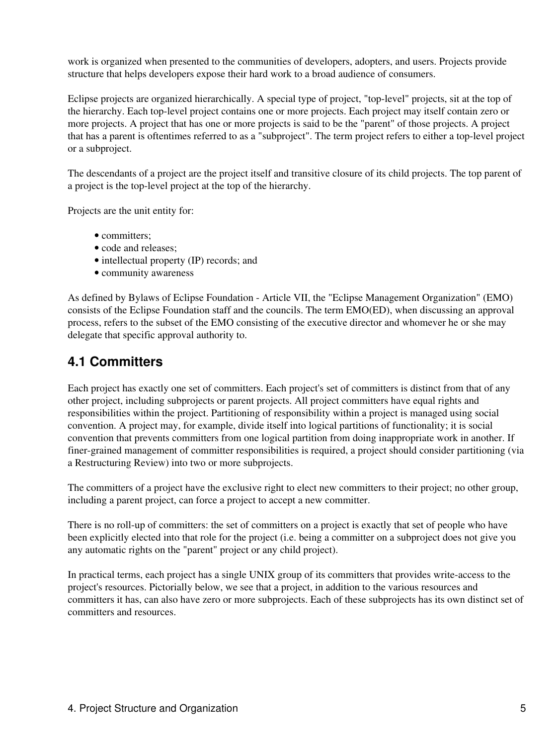work is organized when presented to the communities of developers, adopters, and users. Projects provide structure that helps developers expose their hard work to a broad audience of consumers.

Eclipse projects are organized hierarchically. A special type of project, "top-level" projects, sit at the top of the hierarchy. Each top-level project contains one or more projects. Each project may itself contain zero or more projects. A project that has one or more projects is said to be the "parent" of those projects. A project that has a parent is oftentimes referred to as a "subproject". The term project refers to either a top-level project or a subproject.

The descendants of a project are the project itself and transitive closure of its child projects. The top parent of a project is the top-level project at the top of the hierarchy.

Projects are the unit entity for:

- committers;
- code and releases;
- intellectual property (IP) records; and
- community awareness

As defined by Bylaws of Eclipse Foundation - Article VII, the "Eclipse Management Organization" (EMO) consists of the Eclipse Foundation staff and the councils. The term EMO(ED), when discussing an approval process, refers to the subset of the EMO consisting of the executive director and whomever he or she may delegate that specific approval authority to.

## 4.1 Committers

Each project has exactly one set of committers. Each project's set of committers is distinct from that of any other project, including subprojects or parent projects. All project committers have equal rights and responsibilities within the project. Partitioning of responsibility within a project is managed using social convention. A project may, for example, divide itself into logical partitions of functionality; it is social convention that prevents committers from one logical partition from doing inappropriate work in another. If finer-grained management of committer responsibilities is required, a project should consider partitioning (via a Restructuring Review) into two or more subprojects.

The committers of a project have the exclusive right to elect new committers to their project; no other group, including a parent project, can force a project to accept a new committer.

There is no roll-up of committers: the set of committers on a project is exactly that set of people who have been explicitly elected into that role for the project (i.e. being a committer on a subproject does not give you any automatic rights on the "parent" project or any child project).

In practical terms, each project has a single UNIX group of its committers that provides write-access to the project's resources. Pictorially below, we see that a project, in addition to the various resources and committers it has, can also have zero or more subprojects. Each of these subprojects has its own distinct set of committers and resources.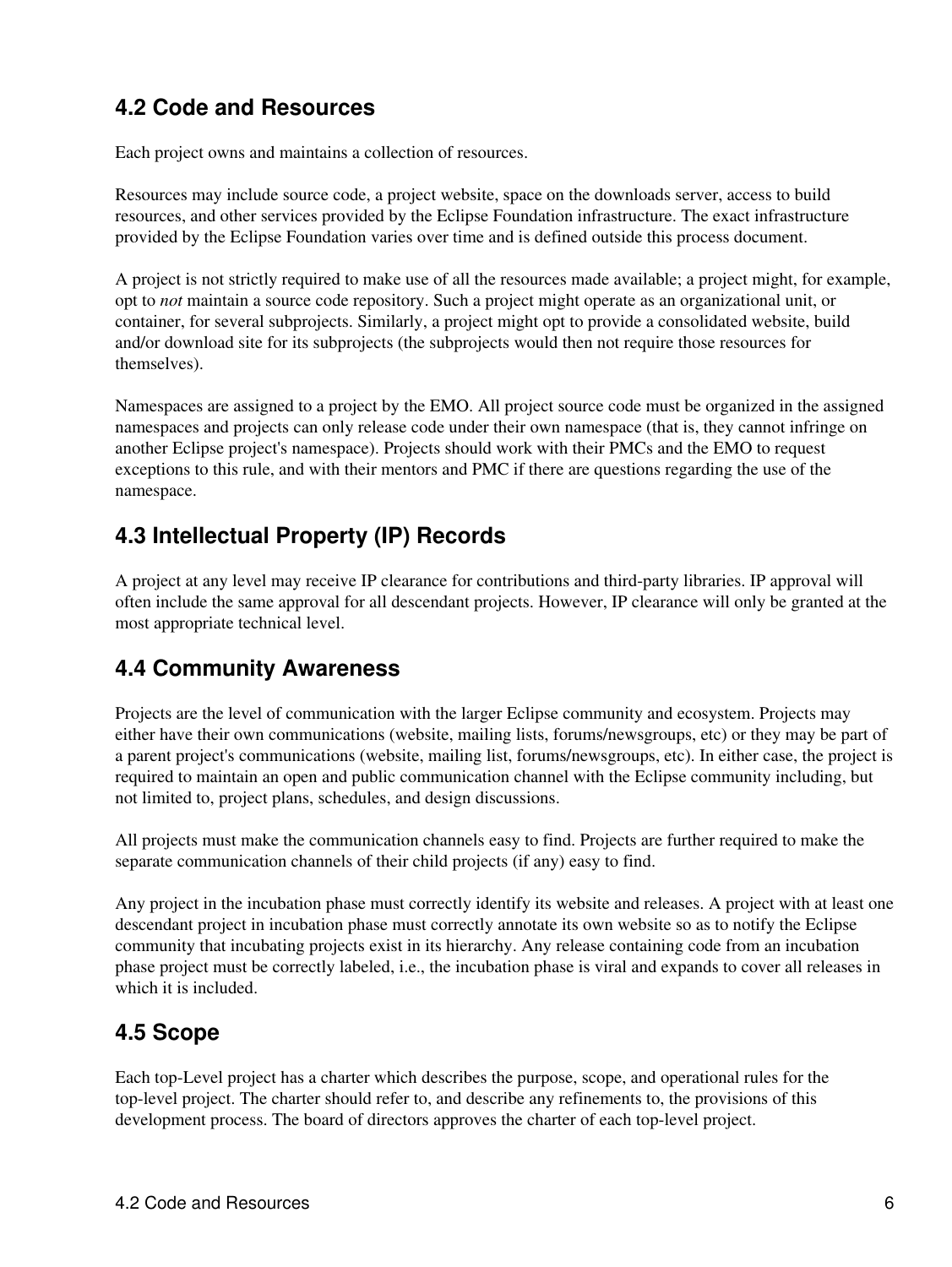## 4.2 Code and Resources

Each project owns and maintains a collection of resources.

Resources may include source code, a project website, space on the downloads server, access to build resources, and other services provided by the Eclipse Foundation infrastructure. The exact infrastructure provided by the Eclipse Foundation varies over time and is defined outside this process document.

A project is not strictly required to make use of all the resources made available; a project might, for example, opt to *not* maintain a source code repository. Such a project might operate as an organizational unit, or container, for several subprojects. Similarly, a project might opt to provide a consolidated website, build and/or download site for its subprojects (the subprojects would then not require those resources for themselves).

Namespaces are assigned to a project by the EMO. All project source code must be organized in the assigned namespaces and projects can only release code under their own namespace (that is, they cannot infringe on another Eclipse project's namespace). Projects should work with their PMCs and the EMO to request exceptions to this rule, and with their mentors and PMC if there are questions regarding the use of the namespace.

## 4.3 Intellectual Property (IP) Records

A project at any level may receive IP clearance for contributions and third-party libraries. IP approval will often include the same approval for all descendant projects. However, IP clearance will only be granted at the most appropriate technical level.

## 4.4 Community Awareness

Projects are the level of communication with the larger Eclipse community and ecosystem. Projects may either have their own communications (website, mailing lists, forums/newsgroups, etc) or they may be part of a parent project's communications (website, mailing list, forums/newsgroups, etc). In either case, the project is required to maintain an open and public communication channel with the Eclipse community including, but not limited to, project plans, schedules, and design discussions.

All projects must make the communication channels easy to find. Projects are further required to make the separate communication channels of their child projects (if any) easy to find.

Any project in the incubation phase must correctly identify its website and releases. A project with at least one descendant project in incubation phase must correctly annotate its own website so as to notify the Eclipse community that incubating projects exist in its hierarchy. Any release containing code from an incubation phase project must be correctly labeled, i.e., the incubation phase is viral and expands to cover all releases in which it is included.

## 4.5 Scope

Each top-Level project has a charter which describes the purpose, scope, and operational rules for the top-level project. The charter should refer to, and describe any refinements to, the provisions of this development process. The board of directors approves the charter of each top-level project.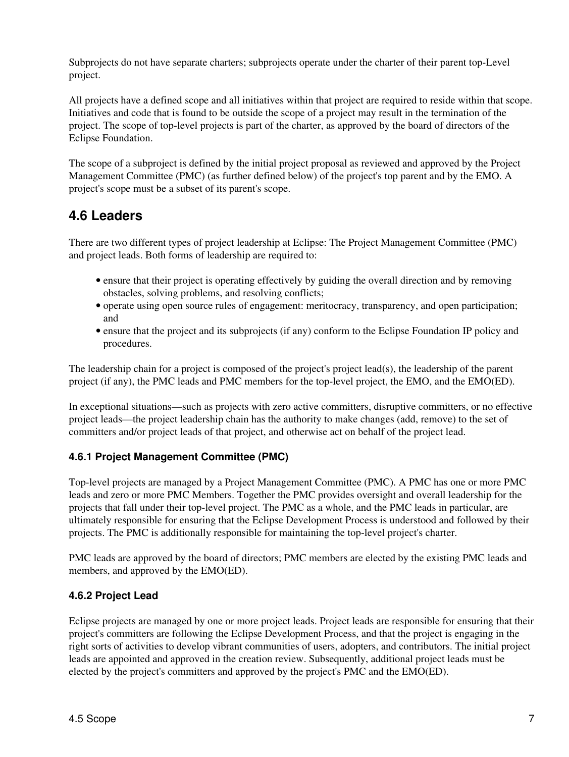Subprojects do not have separate charters; subprojects operate under the charter of their parent top-Level project.

All projects have a defined scope and all initiatives within that project are required to reside within that scope. Initiatives and code that is found to be outside the scope of a project may result in the termination of the project. The scope of top-level projects is part of the charter, as approved by the board of directors of the Eclipse Foundation.

The scope of a subproject is defined by the initial project proposal as reviewed and approved by the Project Management Committee (PMC) (as further defined below) of the project's top parent and by the EMO. A project's scope must be a subset of its parent's scope.

## 4.6 Leaders

There are two different types of project leadership at Eclipse: The Project Management Committee (PMC) and project leads. Both forms of leadership are required to:

- ensure that their project is operating effectively by guiding the overall direction and by removing obstacles, solving problems, and resolving conflicts;
- operate using open source rules of engagement: meritocracy, transparency, and open participation; and
- ensure that the project and its subprojects (if any) conform to the Eclipse Foundation IP policy and procedures.

The leadership chain for a project is composed of the project's project lead(s), the leadership of the parent project (if any), the PMC leads and PMC members for the top-level project, the EMO, and the EMO(ED).

In exceptional situations—such as projects with zero active committers, disruptive committers, or no effective project leads—the project leadership chain has the authority to make changes (add, remove) to the set of committers and/or project leads of that project, and otherwise act on behalf of the project lead.

### 4.6.1 Project Management Committee (PMC)

Top-level projects are managed by a Project Management Committee (PMC). A PMC has one or more PMC leads and zero or more PMC Members. Together the PMC provides oversight and overall leadership for the projects that fall under their top-level project. The PMC as a whole, and the PMC leads in particular, are ultimately responsible for ensuring that the Eclipse Development Process is understood and followed by their projects. The PMC is additionally responsible for maintaining the top-level project's charter.

PMC leads are approved by the board of directors; PMC members are elected by the existing PMC leads and members, and approved by the EMO(ED).

### 4.6.2 Project Lead

Eclipse projects are managed by one or more project leads. Project leads are responsible for ensuring that their project's committers are following the Eclipse Development Process, and that the project is engaging in the right sorts of activities to develop vibrant communities of users, adopters, and contributors. The initial project leads are appointed and approved in the creation review. Subsequently, additional project leads must be elected by the project's committers and approved by the project's PMC and the EMO(ED).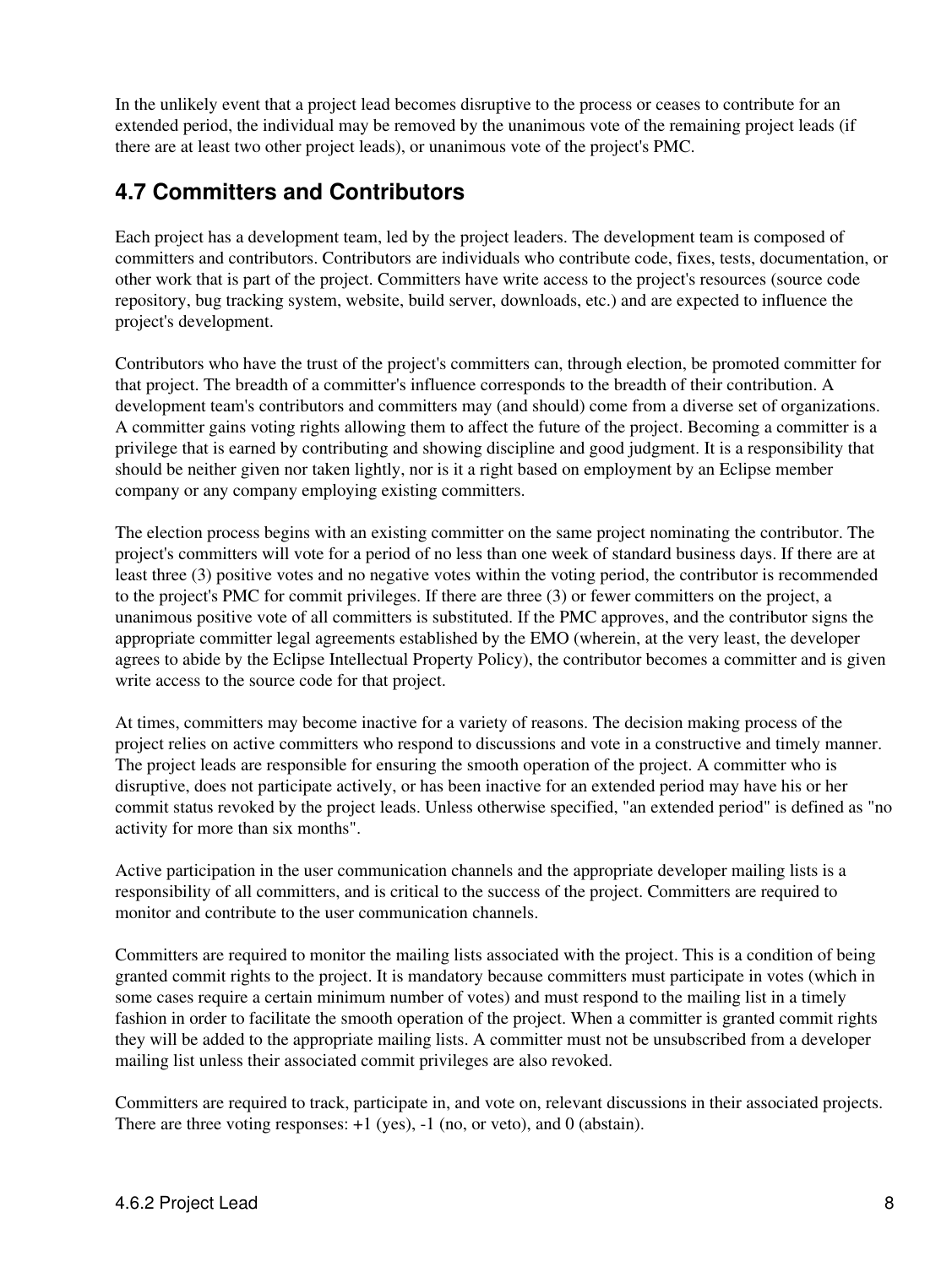In the unlikely event that a project lead becomes disruptive to the process or ceases to contribute for an extended period, the individual may be removed by the unanimous vote of the remaining project leads (if there are at least two other project leads), or unanimous vote of the project's PMC.

## 4.7 Committers and Contributors

Each project has a development team, led by the project leaders. The development team is composed of committers and contributors. Contributors are individuals who contribute code, fixes, tests, documentation, or other work that is part of the project. Committers have write access to the project's resources (source code repository, bug tracking system, website, build server, downloads, etc.) and are expected to influence the project's development.

Contributors who have the trust of the project's committers can, through election, be promoted committer for that project. The breadth of a committer's influence corresponds to the breadth of their contribution. A development team's contributors and committers may (and should) come from a diverse set of organizations. A committer gains voting rights allowing them to affect the future of the project. Becoming a committer is a privilege that is earned by contributing and showing discipline and good judgment. It is a responsibility that should be neither given nor taken lightly, nor is it a right based on employment by an Eclipse member company or any company employing existing committers.

The election process begins with an existing committer on the same project nominating the contributor. The project's committers will vote for a period of no less than one week of standard business days. If there are at least three (3) positive votes and no negative votes within the voting period, the contributor is recommended to the project's PMC for commit privileges. If there are three (3) or fewer committers on the project, a unanimous positive vote of all committers is substituted. If the PMC approves, and the contributor signs the appropriate committer legal agreements established by the EMO (wherein, at the very least, the developer agrees to abide by the Eclipse Intellectual Property Policy), the contributor becomes a committer and is given write access to the source code for that project.

At times, committers may become inactive for a variety of reasons. The decision making process of the project relies on active committers who respond to discussions and vote in a constructive and timely manner. The project leads are responsible for ensuring the smooth operation of the project. A committer who is disruptive, does not participate actively, or has been inactive for an extended period may have his or her commit status revoked by the project leads. Unless otherwise specified, "an extended period" is defined as "no activity for more than six months".

Active participation in the user communication channels and the appropriate developer mailing lists is a responsibility of all committers, and is critical to the success of the project. Committers are required to monitor and contribute to the user communication channels.

Committers are required to monitor the mailing lists associated with the project. This is a condition of being granted commit rights to the project. It is mandatory because committers must participate in votes (which in some cases require a certain minimum number of votes) and must respond to the mailing list in a timely fashion in order to facilitate the smooth operation of the project. When a committer is granted commit rights they will be added to the appropriate mailing lists. A committer must not be unsubscribed from a developer mailing list unless their associated commit privileges are also revoked.

Committers are required to track, participate in, and vote on, relevant discussions in their associated projects. There are three voting responses: +1 (yes), -1 (no, or veto), and 0 (abstain).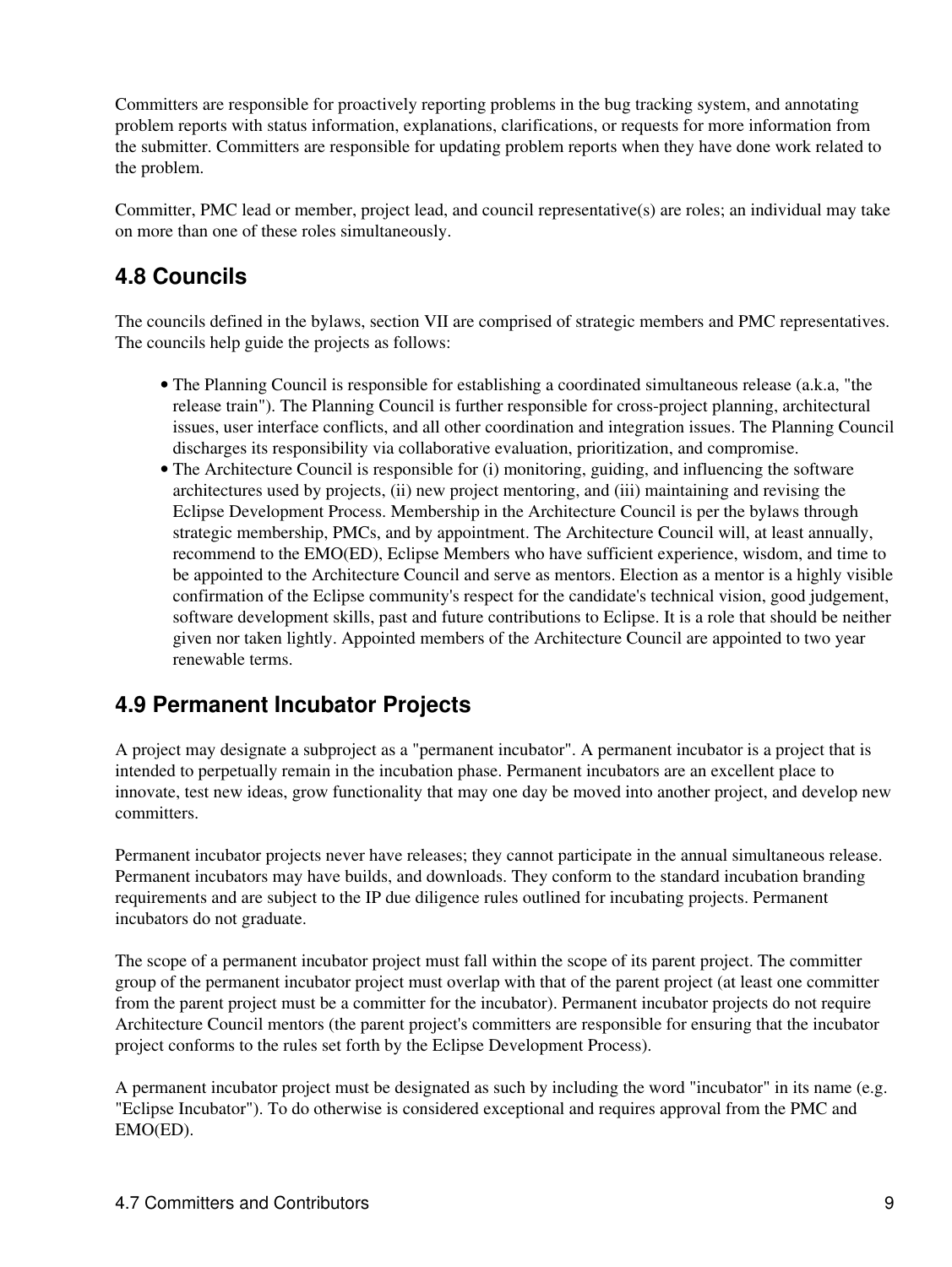Committers are responsible for proactively reporting problems in the bug tracking system, and annotating problem reports with status information, explanations, clarifications, or requests for more information from the submitter. Committers are responsible for updating problem reports when they have done work related to the problem.

Committer, PMC lead or member, project lead, and council representative(s) are roles; an individual may take on more than one of these roles simultaneously.

## 4.8 Councils

The councils defined in the bylaws, section VII are comprised of strategic members and PMC representatives. The councils help guide the projects as follows:

- The Planning Council is responsible for establishing a coordinated simultaneous release (a.k.a, "the release train"). The Planning Council is further responsible for cross-project planning, architectural issues, user interface conflicts, and all other coordination and integration issues. The Planning Council discharges its responsibility via collaborative evaluation, prioritization, and compromise.
- The Architecture Council is responsible for (i) monitoring, guiding, and influencing the software architectures used by projects, (ii) new project mentoring, and (iii) maintaining and revising the Eclipse Development Process. Membership in the Architecture Council is per the bylaws through strategic membership, PMCs, and by appointment. The Architecture Council will, at least annually, recommend to the EMO(ED), Eclipse Members who have sufficient experience, wisdom, and time to be appointed to the Architecture Council and serve as mentors. Election as a mentor is a highly visible confirmation of the Eclipse community's respect for the candidate's technical vision, good judgement, software development skills, past and future contributions to Eclipse. It is a role that should be neither given nor taken lightly. Appointed members of the Architecture Council are appointed to two year renewable terms.

## 4.9 Permanent Incubator Projects

A project may designate a subproject as a "permanent incubator". A permanent incubator is a project that is intended to perpetually remain in the incubation phase. Permanent incubators are an excellent place to innovate, test new ideas, grow functionality that may one day be moved into another project, and develop new committers.

Permanent incubator projects never have releases; they cannot participate in the annual simultaneous release. Permanent incubators may have builds, and downloads. They conform to the standard incubation branding requirements and are subject to the IP due diligence rules outlined for incubating projects. Permanent incubators do not graduate.

The scope of a permanent incubator project must fall within the scope of its parent project. The committer group of the permanent incubator project must overlap with that of the parent project (at least one committer from the parent project must be a committer for the incubator). Permanent incubator projects do not require Architecture Council mentors (the parent project's committers are responsible for ensuring that the incubator project conforms to the rules set forth by the Eclipse Development Process).

A permanent incubator project must be designated as such by including the word "incubator" in its name (e.g. "Eclipse Incubator"). To do otherwise is considered exceptional and requires approval from the PMC and EMO(ED).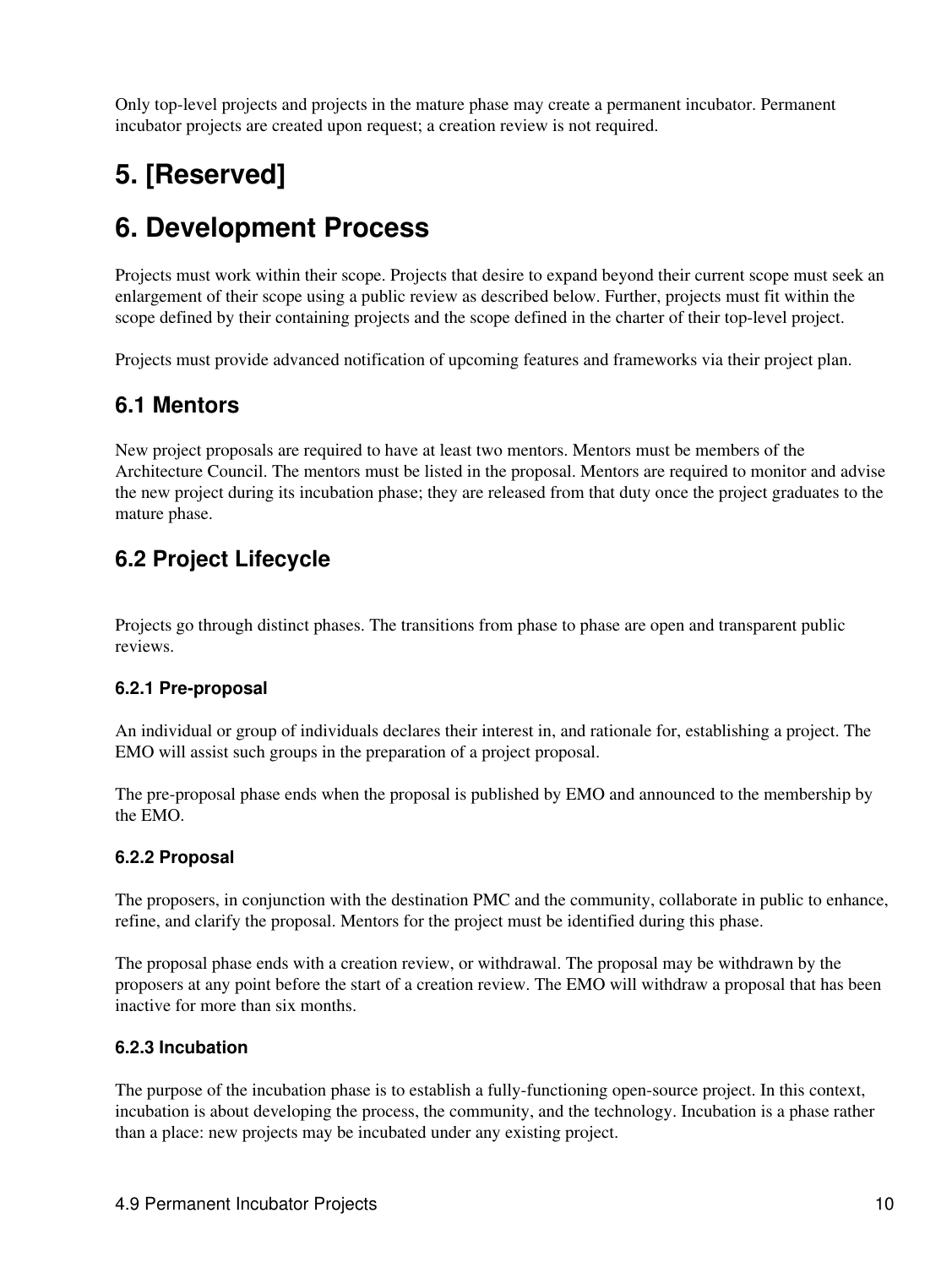Only top-level projects and projects in the mature phase may create a permanent incubator. Permanent incubator projects are created upon request; a creation review is not required.

# 5. [Reserved]

# 6. Development Process

Projects must work within their scope. Projects that desire to expand beyond their current scope must seek an enlargement of their scope using a public review as described below. Further, projects must fit within the scope defined by their containing projects and the scope defined in the charter of their top-level project.

Projects must provide advanced notification of upcoming features and frameworks via their project plan.

## 6.1 Mentors

New project proposals are required to have at least two mentors. Mentors must be members of the Architecture Council. The mentors must be listed in the proposal. Mentors are required to monitor and advise the new project during its incubation phase; they are released from that duty once the project graduates to the mature phase.

## 6.2 Project Lifecycle

Projects go through distinct phases. The transitions from phase to phase are open and transparent public reviews.

### 6.2.1 Pre-proposal

An individual or group of individuals declares their interest in, and rationale for, establishing a project. The EMO will assist such groups in the preparation of a project proposal.

The pre-proposal phase ends when the proposal is published by EMO and announced to the membership by the EMO.

### 6.2.2 Proposal

The proposers, in conjunction with the destination PMC and the community, collaborate in public to enhance, refine, and clarify the proposal. Mentors for the project must be identified during this phase.

The proposal phase ends with a creation review, or withdrawal. The proposal may be withdrawn by the proposers at any point before the start of a creation review. The EMO will withdraw a proposal that has been inactive for more than six months.

### 6.2.3 Incubation

The purpose of the incubation phase is to establish a fully-functioning open-source project. In this context, incubation is about developing the process, the community, and the technology. Incubation is a phase rather than a place: new projects may be incubated under any existing project.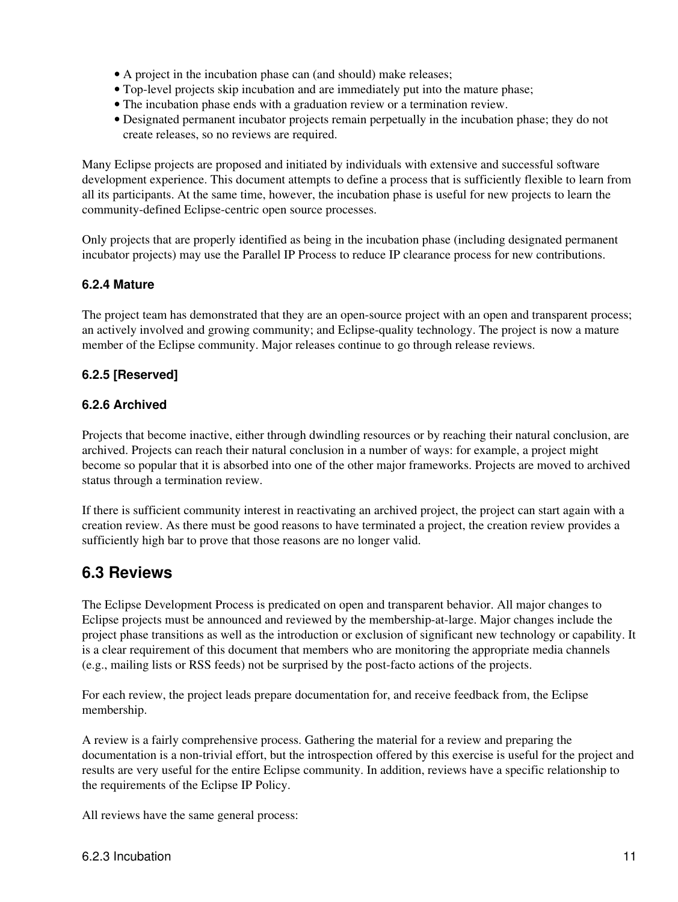- A project in the incubation phase can (and should) make releases;
- Top-level projects skip incubation and are immediately put into the mature phase;
- The incubation phase ends with a graduation review or a termination review.
- Designated permanent incubator projects remain perpetually in the incubation phase; they do not create releases, so no reviews are required.

Many Eclipse projects are proposed and initiated by individuals with extensive and successful software development experience. This document attempts to define a process that is sufficiently flexible to learn from all its participants. At the same time, however, the incubation phase is useful for new projects to learn the community-defined Eclipse-centric open source processes.

Only projects that are properly identified as being in the incubation phase (including designated permanent incubator projects) may use the Parallel IP Process to reduce IP clearance process for new contributions.

### 6.2.4 Mature

The project team has demonstrated that they are an open-source project with an open and transparent process; an actively involved and growing community; and Eclipse-quality technology. The project is now a mature member of the Eclipse community. Major releases continue to go through release reviews.

### 6.2.5 [Reserved]

### 6.2.6 Archived

Projects that become inactive, either through dwindling resources or by reaching their natural conclusion, are archived. Projects can reach their natural conclusion in a number of ways: for example, a project might become so popular that it is absorbed into one of the other major frameworks. Projects are moved to archived status through a termination review.

If there is sufficient community interest in reactivating an archived project, the project can start again with a creation review. As there must be good reasons to have terminated a project, the creation review provides a sufficiently high bar to prove that those reasons are no longer valid.

## 6.3 Reviews

The Eclipse Development Process is predicated on open and transparent behavior. All major changes to Eclipse projects must be announced and reviewed by the membership-at-large. Major changes include the project phase transitions as well as the introduction or exclusion of significant new technology or capability. It is a clear requirement of this document that members who are monitoring the appropriate media channels (e.g., mailing lists or RSS feeds) not be surprised by the post-facto actions of the projects.

For each review, the project leads prepare documentation for, and receive feedback from, the Eclipse membership.

A review is a fairly comprehensive process. Gathering the material for a review and preparing the documentation is a non-trivial effort, but the introspection offered by this exercise is useful for the project and results are very useful for the entire Eclipse community. In addition, reviews have a specific relationship to the requirements of the Eclipse IP Policy.

All reviews have the same general process: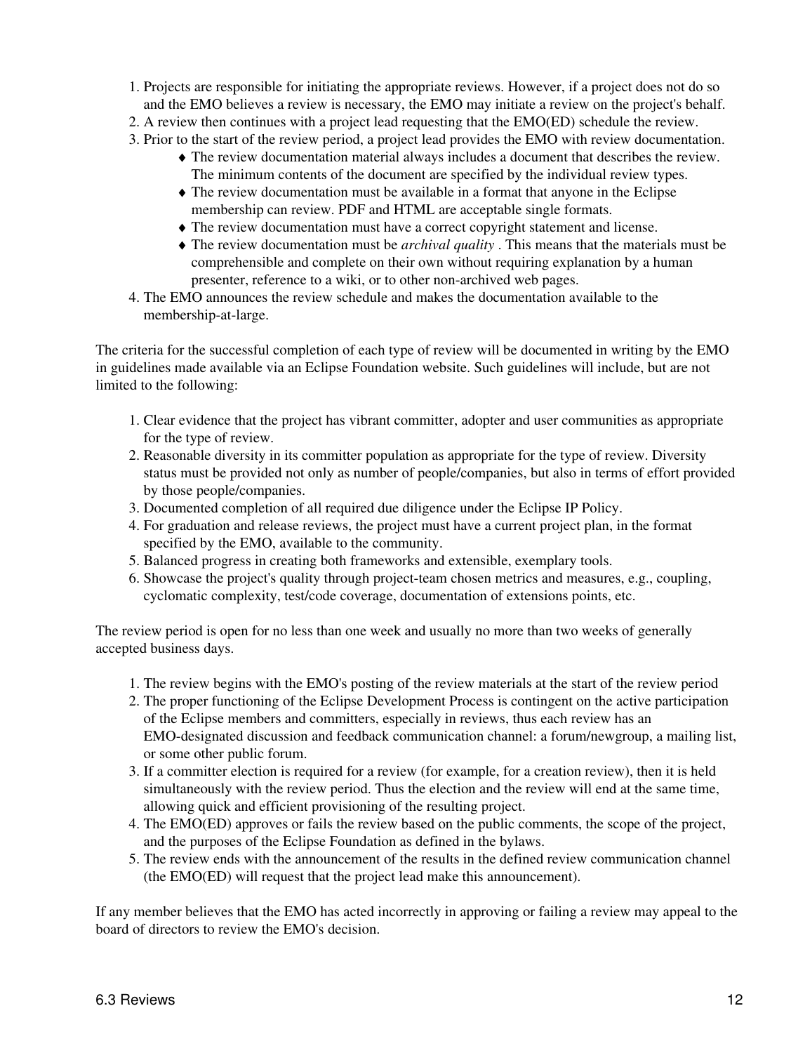1. Projects are responsible for initiating the appropriate reviews. However, if a project does not do so and the EMO believes a review is necessary, the EMO may initiate a review on the project's behalf.
2. A review then continues with a project lead requesting that the EMO(ED) schedule the review.
3. Prior to the start of the review period, a project lead provides the EMO with review documentation.
    - The review documentation material always includes a document that describes the review. The minimum contents of the document are specified by the individual review types.
    - The review documentation must be available in a format that anyone in the Eclipse membership can review. PDF and HTML are acceptable single formats.
    - The review documentation must have a correct copyright statement and license.
    - The review documentation must be *archival quality* . This means that the materials must be comprehensible and complete on their own without requiring explanation by a human presenter, reference to a wiki, or to other non-archived web pages.
4. The EMO announces the review schedule and makes the documentation available to the membership-at-large.

The criteria for the successful completion of each type of review will be documented in writing by the EMO in guidelines made available via an Eclipse Foundation website. Such guidelines will include, but are not limited to the following:

1. Clear evidence that the project has vibrant committer, adopter and user communities as appropriate for the type of review.
2. Reasonable diversity in its committer population as appropriate for the type of review. Diversity status must be provided not only as number of people/companies, but also in terms of effort provided by those people/companies.
3. Documented completion of all required due diligence under the Eclipse IP Policy.
4. For graduation and release reviews, the project must have a current project plan, in the format specified by the EMO, available to the community.
5. Balanced progress in creating both frameworks and extensible, exemplary tools.
6. Showcase the project's quality through project-team chosen metrics and measures, e.g., coupling, cyclomatic complexity, test/code coverage, documentation of extensions points, etc.

The review period is open for no less than one week and usually no more than two weeks of generally accepted business days.

1. The review begins with the EMO's posting of the review materials at the start of the review period
2. The proper functioning of the Eclipse Development Process is contingent on the active participation of the Eclipse members and committers, especially in reviews, thus each review has an EMO-designated discussion and feedback communication channel: a forum/newgroup, a mailing list, or some other public forum.
3. If a committer election is required for a review (for example, for a creation review), then it is held simultaneously with the review period. Thus the election and the review will end at the same time, allowing quick and efficient provisioning of the resulting project.
4. The EMO(ED) approves or fails the review based on the public comments, the scope of the project, and the purposes of the Eclipse Foundation as defined in the bylaws.
5. The review ends with the announcement of the results in the defined review communication channel (the EMO(ED) will request that the project lead make this announcement).

If any member believes that the EMO has acted incorrectly in approving or failing a review may appeal to the board of directors to review the EMO's decision.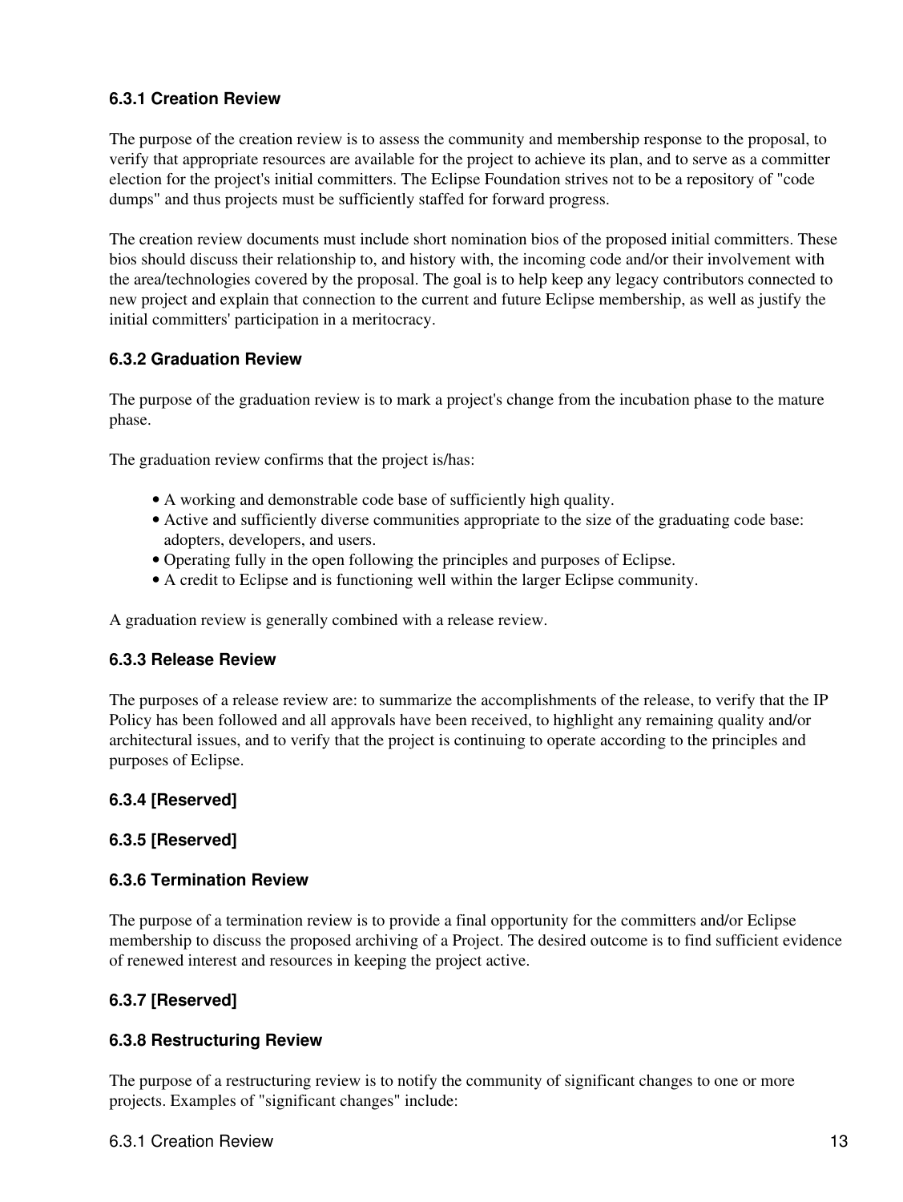### 6.3.1 Creation Review

The purpose of the creation review is to assess the community and membership response to the proposal, to verify that appropriate resources are available for the project to achieve its plan, and to serve as a committer election for the project's initial committers. The Eclipse Foundation strives not to be a repository of "code dumps" and thus projects must be sufficiently staffed for forward progress.

The creation review documents must include short nomination bios of the proposed initial committers. These bios should discuss their relationship to, and history with, the incoming code and/or their involvement with the area/technologies covered by the proposal. The goal is to help keep any legacy contributors connected to new project and explain that connection to the current and future Eclipse membership, as well as justify the initial committers' participation in a meritocracy.

### 6.3.2 Graduation Review

The purpose of the graduation review is to mark a project's change from the incubation phase to the mature phase.

The graduation review confirms that the project is/has:

- A working and demonstrable code base of sufficiently high quality.
- Active and sufficiently diverse communities appropriate to the size of the graduating code base: adopters, developers, and users.
- Operating fully in the open following the principles and purposes of Eclipse.
- A credit to Eclipse and is functioning well within the larger Eclipse community.

A graduation review is generally combined with a release review.

### 6.3.3 Release Review

The purposes of a release review are: to summarize the accomplishments of the release, to verify that the IP Policy has been followed and all approvals have been received, to highlight any remaining quality and/or architectural issues, and to verify that the project is continuing to operate according to the principles and purposes of Eclipse.

### 6.3.4 [Reserved]

### 6.3.5 [Reserved]

### 6.3.6 Termination Review

The purpose of a termination review is to provide a final opportunity for the committers and/or Eclipse membership to discuss the proposed archiving of a Project. The desired outcome is to find sufficient evidence of renewed interest and resources in keeping the project active.

### 6.3.7 [Reserved]

### 6.3.8 Restructuring Review

The purpose of a restructuring review is to notify the community of significant changes to one or more projects. Examples of "significant changes" include: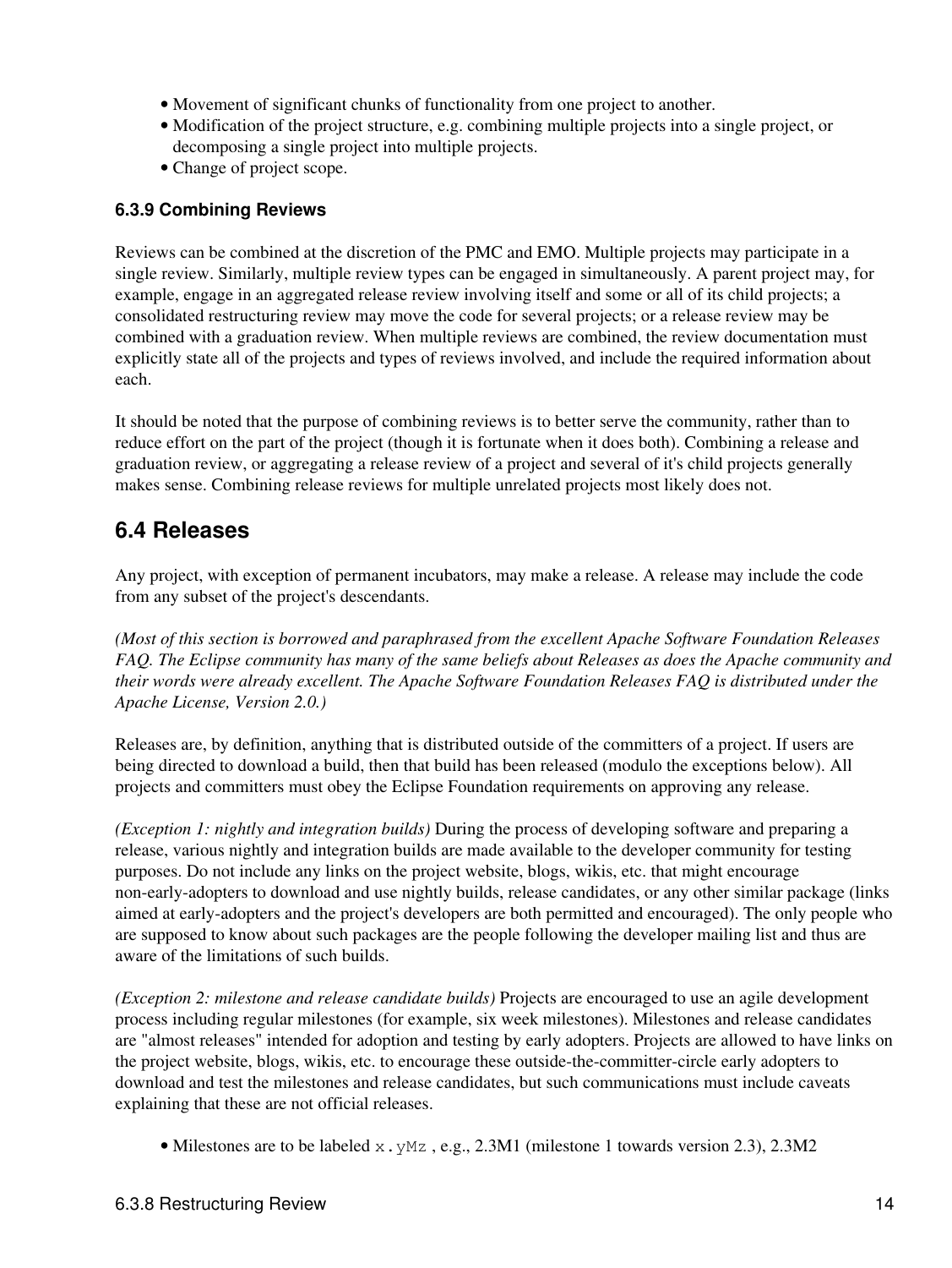- Movement of significant chunks of functionality from one project to another.
- Modification of the project structure, e.g. combining multiple projects into a single project, or decomposing a single project into multiple projects.
- Change of project scope.

#### 6.3.9 Combining Reviews

Reviews can be combined at the discretion of the PMC and EMO. Multiple projects may participate in a single review. Similarly, multiple review types can be engaged in simultaneously. A parent project may, for example, engage in an aggregated release review involving itself and some or all of its child projects; a consolidated restructuring review may move the code for several projects; or a release review may be combined with a graduation review. When multiple reviews are combined, the review documentation must explicitly state all of the projects and types of reviews involved, and include the required information about each.

It should be noted that the purpose of combining reviews is to better serve the community, rather than to reduce effort on the part of the project (though it is fortunate when it does both). Combining a release and graduation review, or aggregating a release review of a project and several of it's child projects generally makes sense. Combining release reviews for multiple unrelated projects most likely does not.

## 6.4 Releases

Any project, with exception of permanent incubators, may make a release. A release may include the code from any subset of the project's descendants.

*(Most of this section is borrowed and paraphrased from the excellent Apache Software Foundation Releases FAQ. The Eclipse community has many of the same beliefs about Releases as does the Apache community and their words were already excellent. The Apache Software Foundation Releases FAQ is distributed under the Apache License, Version 2.0.)*

Releases are, by definition, anything that is distributed outside of the committers of a project. If users are being directed to download a build, then that build has been released (modulo the exceptions below). All projects and committers must obey the Eclipse Foundation requirements on approving any release.

*(Exception 1: nightly and integration builds)* During the process of developing software and preparing a release, various nightly and integration builds are made available to the developer community for testing purposes. Do not include any links on the project website, blogs, wikis, etc. that might encourage non-early-adopters to download and use nightly builds, release candidates, or any other similar package (links aimed at early-adopters and the project's developers are both permitted and encouraged). The only people who are supposed to know about such packages are the people following the developer mailing list and thus are aware of the limitations of such builds.

*(Exception 2: milestone and release candidate builds)* Projects are encouraged to use an agile development process including regular milestones (for example, six week milestones). Milestones and release candidates are "almost releases" intended for adoption and testing by early adopters. Projects are allowed to have links on the project website, blogs, wikis, etc. to encourage these outside-the-committer-circle early adopters to download and test the milestones and release candidates, but such communications must include caveats explaining that these are not official releases.

- Milestones are to be labeled `x.yMz` , e.g., 2.3M1 (milestone 1 towards version 2.3), 2.3M2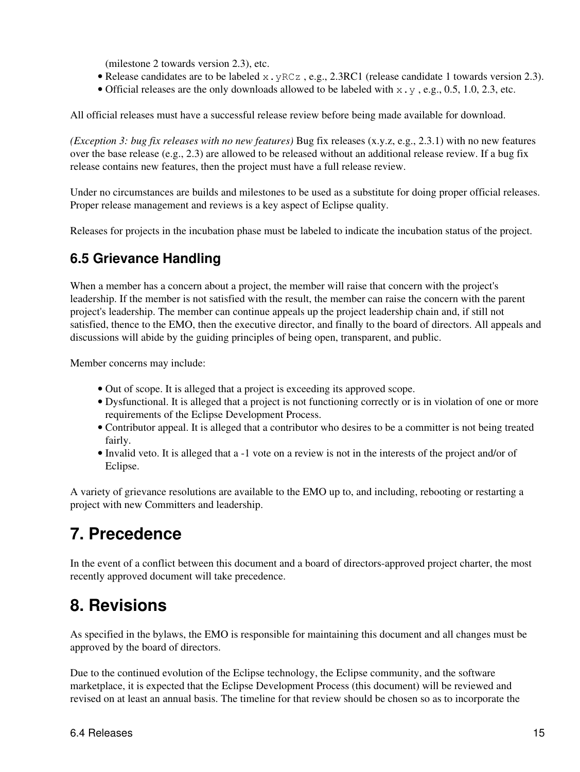(milestone 2 towards version 2.3), etc.

- Release candidates are to be labeled `x.yRCz` , e.g., 2.3RC1 (release candidate 1 towards version 2.3).
- Official releases are the only downloads allowed to be labeled with `x.y` , e.g., 0.5, 1.0, 2.3, etc.

All official releases must have a successful release review before being made available for download.

*(Exception 3: bug fix releases with no new features)* Bug fix releases (x.y.z, e.g., 2.3.1) with no new features over the base release (e.g., 2.3) are allowed to be released without an additional release review. If a bug fix release contains new features, then the project must have a full release review.

Under no circumstances are builds and milestones to be used as a substitute for doing proper official releases. Proper release management and reviews is a key aspect of Eclipse quality.

Releases for projects in the incubation phase must be labeled to indicate the incubation status of the project.

### 6.5 Grievance Handling

When a member has a concern about a project, the member will raise that concern with the project's leadership. If the member is not satisfied with the result, the member can raise the concern with the parent project's leadership. The member can continue appeals up the project leadership chain and, if still not satisfied, thence to the EMO, then the executive director, and finally to the board of directors. All appeals and discussions will abide by the guiding principles of being open, transparent, and public.

Member concerns may include:

- Out of scope. It is alleged that a project is exceeding its approved scope.
- Dysfunctional. It is alleged that a project is not functioning correctly or is in violation of one or more requirements of the Eclipse Development Process.
- Contributor appeal. It is alleged that a contributor who desires to be a committer is not being treated fairly.
- Invalid veto. It is alleged that a -1 vote on a review is not in the interests of the project and/or of Eclipse.

A variety of grievance resolutions are available to the EMO up to, and including, rebooting or restarting a project with new Committers and leadership.

## 7. Precedence

In the event of a conflict between this document and a board of directors-approved project charter, the most recently approved document will take precedence.

## 8. Revisions

As specified in the bylaws, the EMO is responsible for maintaining this document and all changes must be approved by the board of directors.

Due to the continued evolution of the Eclipse technology, the Eclipse community, and the software marketplace, it is expected that the Eclipse Development Process (this document) will be reviewed and revised on at least an annual basis. The timeline for that review should be chosen so as to incorporate the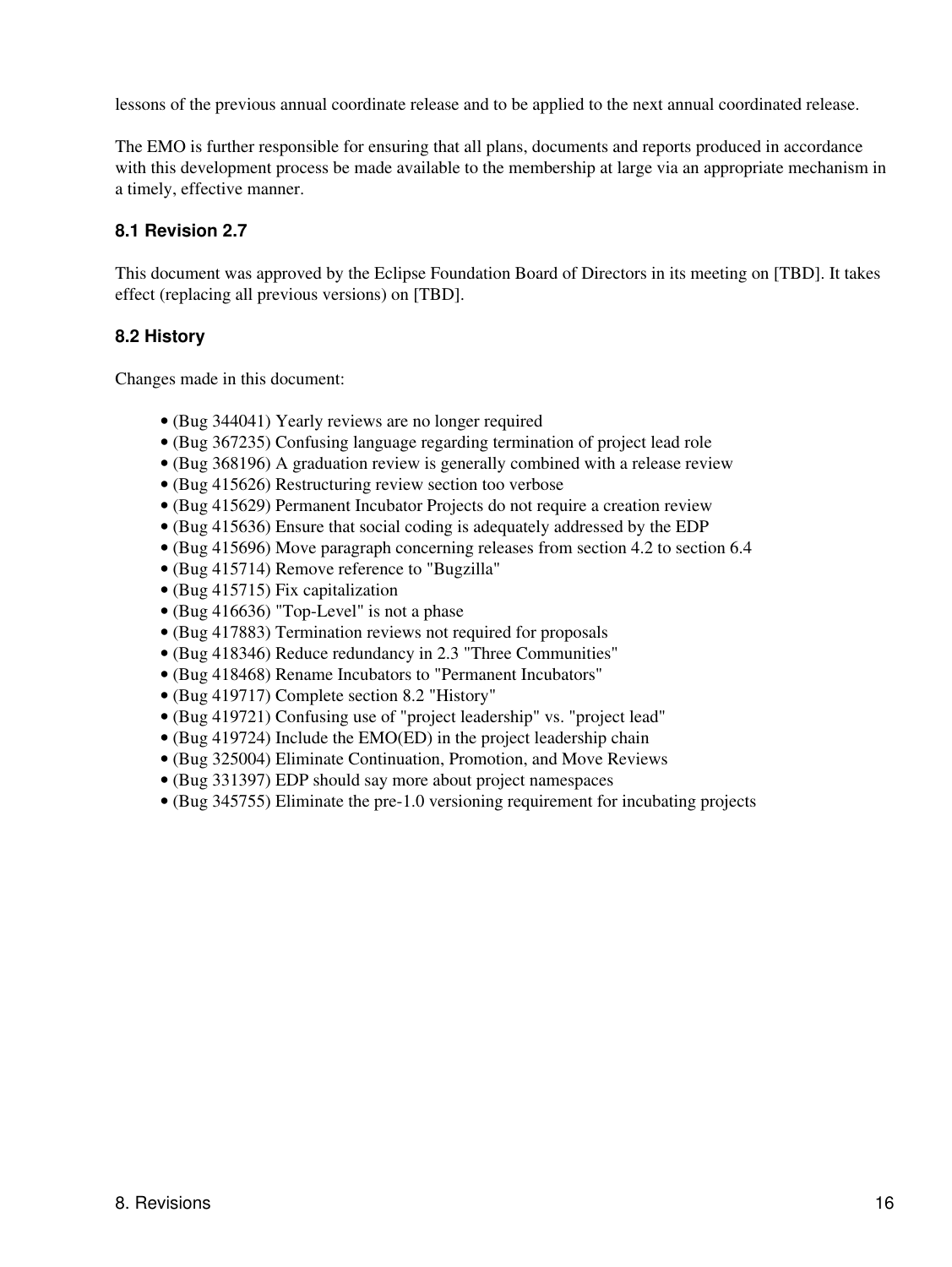lessons of the previous annual coordinate release and to be applied to the next annual coordinated release.

The EMO is further responsible for ensuring that all plans, documents and reports produced in accordance with this development process be made available to the membership at large via an appropriate mechanism in a timely, effective manner.

### 8.1 Revision 2.7

This document was approved by the Eclipse Foundation Board of Directors in its meeting on [TBD]. It takes effect (replacing all previous versions) on [TBD].

### 8.2 History

Changes made in this document:

- (Bug 344041) Yearly reviews are no longer required
- (Bug 367235) Confusing language regarding termination of project lead role
- (Bug 368196) A graduation review is generally combined with a release review
- (Bug 415626) Restructuring review section too verbose
- (Bug 415629) Permanent Incubator Projects do not require a creation review
- (Bug 415636) Ensure that social coding is adequately addressed by the EDP
- (Bug 415696) Move paragraph concerning releases from section 4.2 to section 6.4
- (Bug 415714) Remove reference to "Bugzilla"
- (Bug 415715) Fix capitalization
- (Bug 416636) "Top-Level" is not a phase
- (Bug 417883) Termination reviews not required for proposals
- (Bug 418346) Reduce redundancy in 2.3 "Three Communities"
- (Bug 418468) Rename Incubators to "Permanent Incubators"
- (Bug 419717) Complete section 8.2 "History"
- (Bug 419721) Confusing use of "project leadership" vs. "project lead"
- (Bug 419724) Include the EMO(ED) in the project leadership chain
- (Bug 325004) Eliminate Continuation, Promotion, and Move Reviews
- (Bug 331397) EDP should say more about project namespaces
- (Bug 345755) Eliminate the pre-1.0 versioning requirement for incubating projects